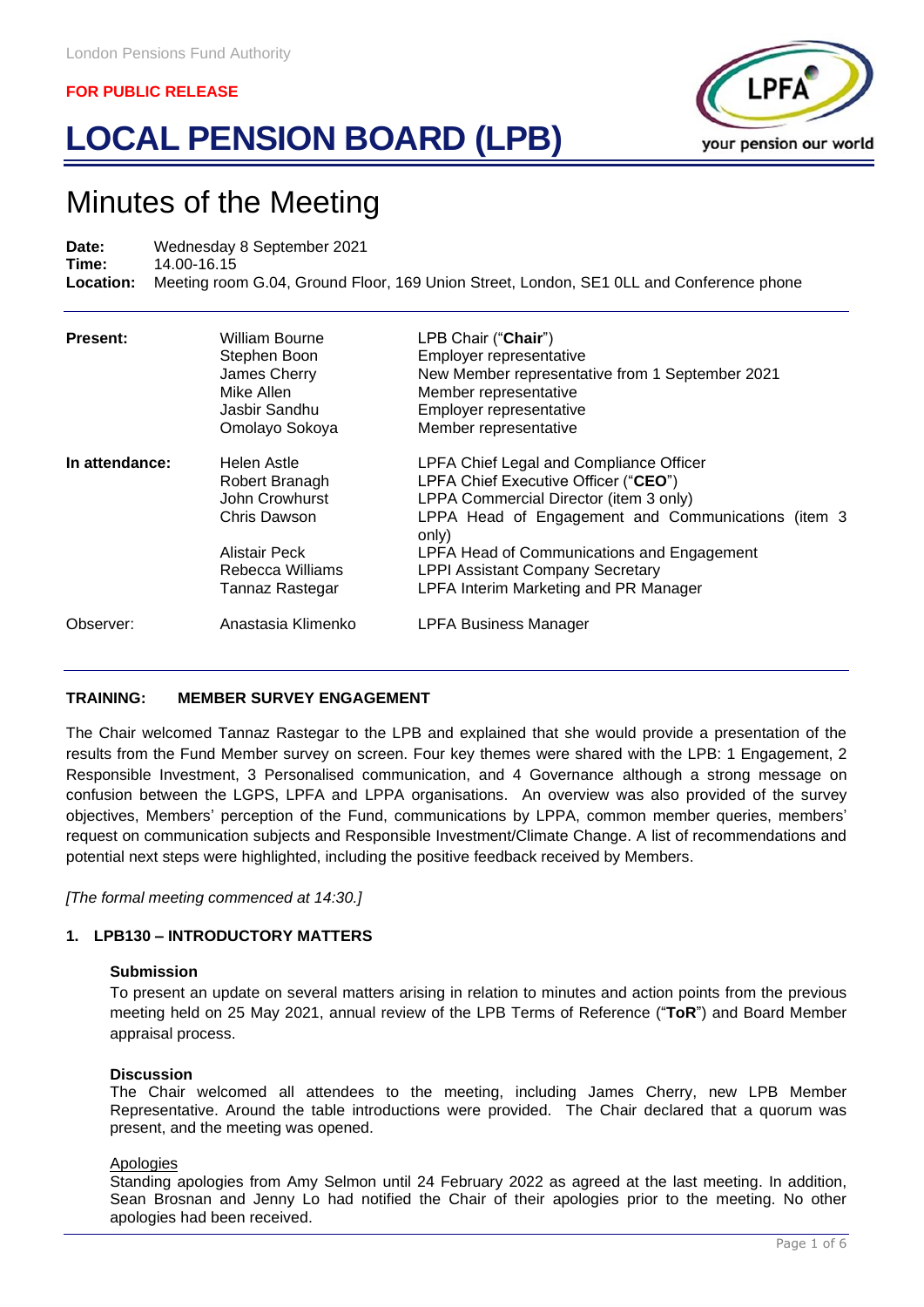FOR PUBLIC RELEASE

# LOCAL PENSION BOARD (LPB)

## Minutes of the Meeting

**Date:** Wednesday 8 September 2021
**Time:** 14.00-16.15
**Location:** Meeting room G.04, Ground Floor, 169 Union Street, London, SE1 0LL and Conference phone

| | | |
|---|---|---|
| **Present:** | William Bourne | LPB Chair ("**Chair**") |
| | Stephen Boon | Employer representative |
| | James Cherry | New Member representative from 1 September 2021 |
| | Mike Allen | Member representative |
| | Jasbir Sandhu | Employer representative |
| | Omolayo Sokoya | Member representative |
| **In attendance:** | Helen Astle | LPFA Chief Legal and Compliance Officer |
| | Robert Branagh | LPFA Chief Executive Officer ("**CEO**") |
| | John Crowhurst | LPPA Commercial Director (item 3 only) |
| | Chris Dawson | LPPA Head of Engagement and Communications (item 3 only) |
| | Alistair Peck | LPFA Head of Communications and Engagement |
| | Rebecca Williams | LPPI Assistant Company Secretary |
| | Tannaz Rastegar | LPFA Interim Marketing and PR Manager |
| Observer: | Anastasia Klimenko | LPFA Business Manager |

**TRAINING: MEMBER SURVEY ENGAGEMENT**

The Chair welcomed Tannaz Rastegar to the LPB and explained that she would provide a presentation of the results from the Fund Member survey on screen. Four key themes were shared with the LPB: 1 Engagement, 2 Responsible Investment, 3 Personalised communication, and 4 Governance although a strong message on confusion between the LGPS, LPFA and LPPA organisations. An overview was also provided of the survey objectives, Members' perception of the Fund, communications by LPPA, common member queries, members' request on communication subjects and Responsible Investment/Climate Change. A list of recommendations and potential next steps were highlighted, including the positive feedback received by Members.

*[The formal meeting commenced at 14:30.]*

### 1. LPB130 – INTRODUCTORY MATTERS

**Submission**
To present an update on several matters arising in relation to minutes and action points from the previous meeting held on 25 May 2021, annual review of the LPB Terms of Reference ("**ToR**") and Board Member appraisal process.

**Discussion**
The Chair welcomed all attendees to the meeting, including James Cherry, new LPB Member Representative. Around the table introductions were provided. The Chair declared that a quorum was present, and the meeting was opened.

Apologies
Standing apologies from Amy Selmon until 24 February 2022 as agreed at the last meeting. In addition, Sean Brosnan and Jenny Lo had notified the Chair of their apologies prior to the meeting. No other apologies had been received.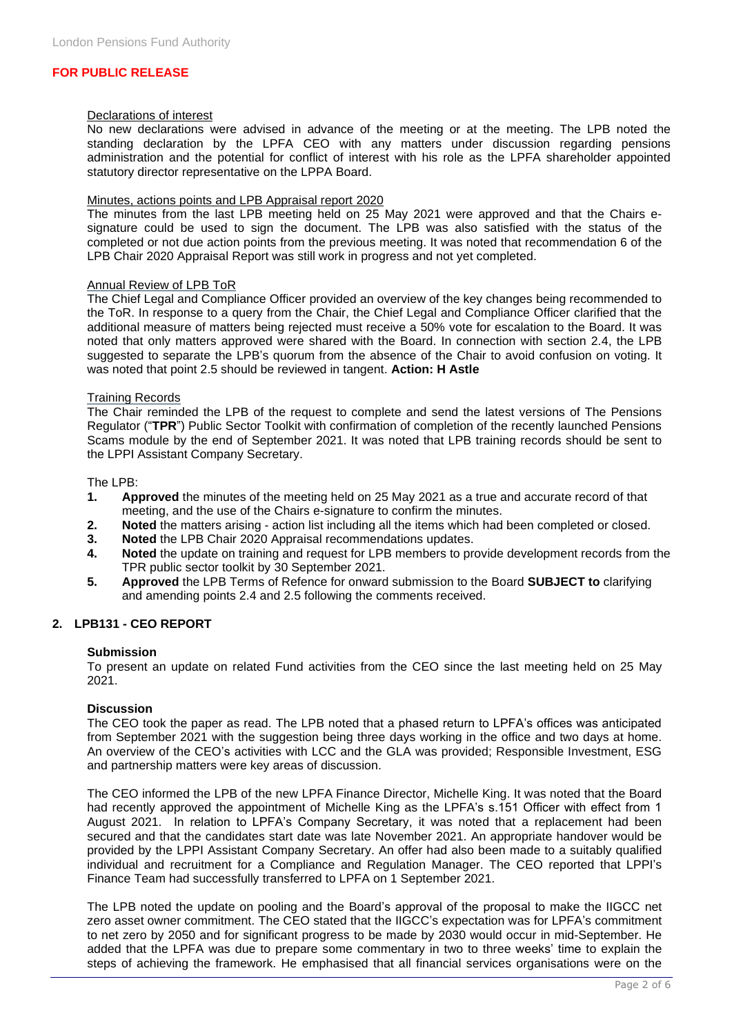**FOR PUBLIC RELEASE**

Declarations of interest

No new declarations were advised in advance of the meeting or at the meeting. The LPB noted the standing declaration by the LPFA CEO with any matters under discussion regarding pensions administration and the potential for conflict of interest with his role as the LPFA shareholder appointed statutory director representative on the LPPA Board.

Minutes, actions points and LPB Appraisal report 2020

The minutes from the last LPB meeting held on 25 May 2021 were approved and that the Chairs e-signature could be used to sign the document. The LPB was also satisfied with the status of the completed or not due action points from the previous meeting. It was noted that recommendation 6 of the LPB Chair 2020 Appraisal Report was still work in progress and not yet completed.

Annual Review of LPB ToR

The Chief Legal and Compliance Officer provided an overview of the key changes being recommended to the ToR. In response to a query from the Chair, the Chief Legal and Compliance Officer clarified that the additional measure of matters being rejected must receive a 50% vote for escalation to the Board. It was noted that only matters approved were shared with the Board. In connection with section 2.4, the LPB suggested to separate the LPB's quorum from the absence of the Chair to avoid confusion on voting. It was noted that point 2.5 should be reviewed in tangent. **Action: H Astle**

Training Records

The Chair reminded the LPB of the request to complete and send the latest versions of The Pensions Regulator ("**TPR**") Public Sector Toolkit with confirmation of completion of the recently launched Pensions Scams module by the end of September 2021. It was noted that LPB training records should be sent to the LPPI Assistant Company Secretary.

The LPB:

1. **Approved** the minutes of the meeting held on 25 May 2021 as a true and accurate record of that meeting, and the use of the Chairs e-signature to confirm the minutes.
2. **Noted** the matters arising - action list including all the items which had been completed or closed.
3. **Noted** the LPB Chair 2020 Appraisal recommendations updates.
4. **Noted** the update on training and request for LPB members to provide development records from the TPR public sector toolkit by 30 September 2021.
5. **Approved** the LPB Terms of Refence for onward submission to the Board **SUBJECT to** clarifying and amending points 2.4 and 2.5 following the comments received.

## 2. LPB131 - CEO REPORT

**Submission**

To present an update on related Fund activities from the CEO since the last meeting held on 25 May 2021.

**Discussion**

The CEO took the paper as read. The LPB noted that a phased return to LPFA's offices was anticipated from September 2021 with the suggestion being three days working in the office and two days at home. An overview of the CEO's activities with LCC and the GLA was provided; Responsible Investment, ESG and partnership matters were key areas of discussion.

The CEO informed the LPB of the new LPFA Finance Director, Michelle King. It was noted that the Board had recently approved the appointment of Michelle King as the LPFA's s.151 Officer with effect from 1 August 2021. In relation to LPFA's Company Secretary, it was noted that a replacement had been secured and that the candidates start date was late November 2021. An appropriate handover would be provided by the LPPI Assistant Company Secretary. An offer had also been made to a suitably qualified individual and recruitment for a Compliance and Regulation Manager. The CEO reported that LPPI's Finance Team had successfully transferred to LPFA on 1 September 2021.

The LPB noted the update on pooling and the Board's approval of the proposal to make the IIGCC net zero asset owner commitment. The CEO stated that the IIGCC's expectation was for LPFA's commitment to net zero by 2050 and for significant progress to be made by 2030 would occur in mid-September. He added that the LPFA was due to prepare some commentary in two to three weeks' time to explain the steps of achieving the framework. He emphasised that all financial services organisations were on the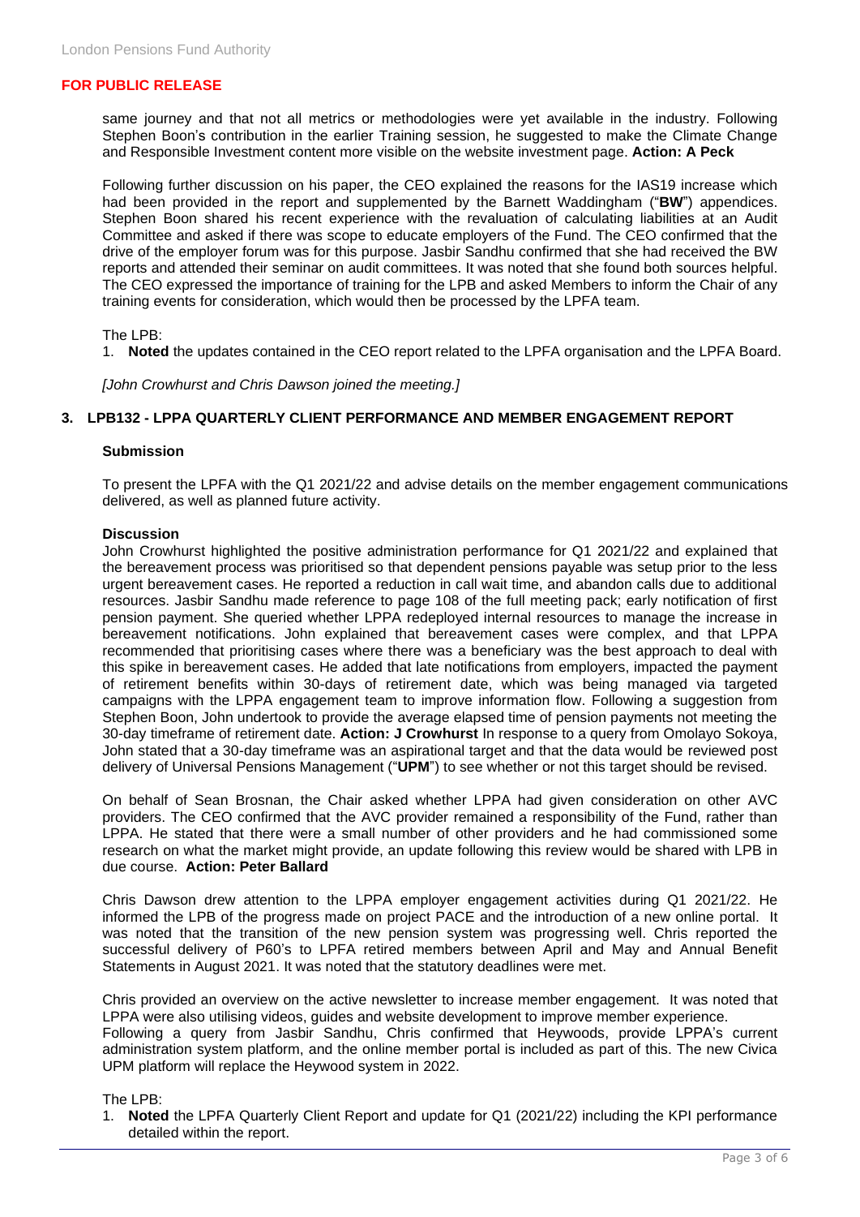**FOR PUBLIC RELEASE**

same journey and that not all metrics or methodologies were yet available in the industry. Following Stephen Boon's contribution in the earlier Training session, he suggested to make the Climate Change and Responsible Investment content more visible on the website investment page. **Action: A Peck**

Following further discussion on his paper, the CEO explained the reasons for the IAS19 increase which had been provided in the report and supplemented by the Barnett Waddingham ("**BW**") appendices. Stephen Boon shared his recent experience with the revaluation of calculating liabilities at an Audit Committee and asked if there was scope to educate employers of the Fund. The CEO confirmed that the drive of the employer forum was for this purpose. Jasbir Sandhu confirmed that she had received the BW reports and attended their seminar on audit committees. It was noted that she found both sources helpful. The CEO expressed the importance of training for the LPB and asked Members to inform the Chair of any training events for consideration, which would then be processed by the LPFA team.

The LPB:

1. **Noted** the updates contained in the CEO report related to the LPFA organisation and the LPFA Board.

*[John Crowhurst and Chris Dawson joined the meeting.]*

## 3. LPB132 - LPPA QUARTERLY CLIENT PERFORMANCE AND MEMBER ENGAGEMENT REPORT

**Submission**

To present the LPFA with the Q1 2021/22 and advise details on the member engagement communications delivered, as well as planned future activity.

**Discussion**

John Crowhurst highlighted the positive administration performance for Q1 2021/22 and explained that the bereavement process was prioritised so that dependent pensions payable was setup prior to the less urgent bereavement cases. He reported a reduction in call wait time, and abandon calls due to additional resources. Jasbir Sandhu made reference to page 108 of the full meeting pack; early notification of first pension payment. She queried whether LPPA redeployed internal resources to manage the increase in bereavement notifications. John explained that bereavement cases were complex, and that LPPA recommended that prioritising cases where there was a beneficiary was the best approach to deal with this spike in bereavement cases. He added that late notifications from employers, impacted the payment of retirement benefits within 30-days of retirement date, which was being managed via targeted campaigns with the LPPA engagement team to improve information flow. Following a suggestion from Stephen Boon, John undertook to provide the average elapsed time of pension payments not meeting the 30-day timeframe of retirement date. **Action: J Crowhurst** In response to a query from Omolayo Sokoya, John stated that a 30-day timeframe was an aspirational target and that the data would be reviewed post delivery of Universal Pensions Management ("**UPM**") to see whether or not this target should be revised.

On behalf of Sean Brosnan, the Chair asked whether LPPA had given consideration on other AVC providers. The CEO confirmed that the AVC provider remained a responsibility of the Fund, rather than LPPA. He stated that there were a small number of other providers and he had commissioned some research on what the market might provide, an update following this review would be shared with LPB in due course. **Action: Peter Ballard**

Chris Dawson drew attention to the LPPA employer engagement activities during Q1 2021/22. He informed the LPB of the progress made on project PACE and the introduction of a new online portal. It was noted that the transition of the new pension system was progressing well. Chris reported the successful delivery of P60's to LPFA retired members between April and May and Annual Benefit Statements in August 2021. It was noted that the statutory deadlines were met.

Chris provided an overview on the active newsletter to increase member engagement. It was noted that LPPA were also utilising videos, guides and website development to improve member experience.
Following a query from Jasbir Sandhu, Chris confirmed that Heywoods, provide LPPA's current administration system platform, and the online member portal is included as part of this. The new Civica UPM platform will replace the Heywood system in 2022.

The LPB:

1. **Noted** the LPFA Quarterly Client Report and update for Q1 (2021/22) including the KPI performance detailed within the report.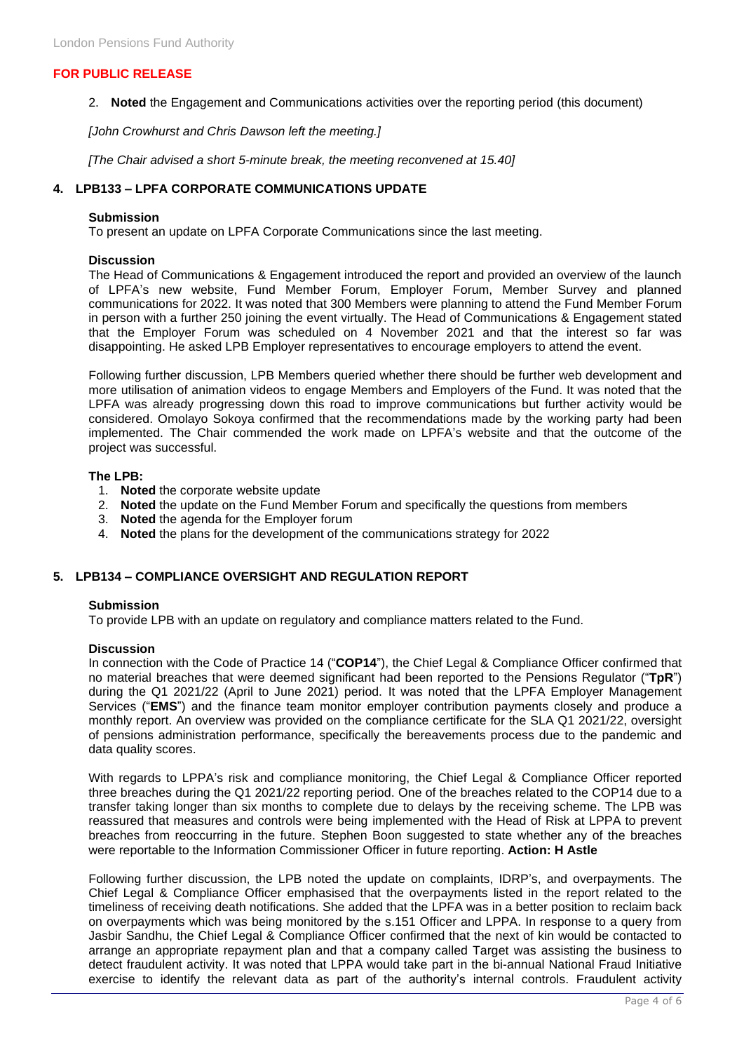**FOR PUBLIC RELEASE**

2. **Noted** the Engagement and Communications activities over the reporting period (this document)

*[John Crowhurst and Chris Dawson left the meeting.]*

*[The Chair advised a short 5-minute break, the meeting reconvened at 15.40]*

## 4. LPB133 – LPFA CORPORATE COMMUNICATIONS UPDATE

**Submission**
To present an update on LPFA Corporate Communications since the last meeting.

**Discussion**
The Head of Communications & Engagement introduced the report and provided an overview of the launch of LPFA's new website, Fund Member Forum, Employer Forum, Member Survey and planned communications for 2022. It was noted that 300 Members were planning to attend the Fund Member Forum in person with a further 250 joining the event virtually. The Head of Communications & Engagement stated that the Employer Forum was scheduled on 4 November 2021 and that the interest so far was disappointing. He asked LPB Employer representatives to encourage employers to attend the event.

Following further discussion, LPB Members queried whether there should be further web development and more utilisation of animation videos to engage Members and Employers of the Fund. It was noted that the LPFA was already progressing down this road to improve communications but further activity would be considered. Omolayo Sokoya confirmed that the recommendations made by the working party had been implemented. The Chair commended the work made on LPFA's website and that the outcome of the project was successful.

**The LPB:**

1. **Noted** the corporate website update
2. **Noted** the update on the Fund Member Forum and specifically the questions from members
3. **Noted** the agenda for the Employer forum
4. **Noted** the plans for the development of the communications strategy for 2022

## 5. LPB134 – COMPLIANCE OVERSIGHT AND REGULATION REPORT

**Submission**
To provide LPB with an update on regulatory and compliance matters related to the Fund.

**Discussion**
In connection with the Code of Practice 14 ("**COP14**"), the Chief Legal & Compliance Officer confirmed that no material breaches that were deemed significant had been reported to the Pensions Regulator ("**TpR**") during the Q1 2021/22 (April to June 2021) period. It was noted that the LPFA Employer Management Services ("**EMS**") and the finance team monitor employer contribution payments closely and produce a monthly report. An overview was provided on the compliance certificate for the SLA Q1 2021/22, oversight of pensions administration performance, specifically the bereavements process due to the pandemic and data quality scores.

With regards to LPPA's risk and compliance monitoring, the Chief Legal & Compliance Officer reported three breaches during the Q1 2021/22 reporting period. One of the breaches related to the COP14 due to a transfer taking longer than six months to complete due to delays by the receiving scheme. The LPB was reassured that measures and controls were being implemented with the Head of Risk at LPPA to prevent breaches from reoccurring in the future. Stephen Boon suggested to state whether any of the breaches were reportable to the Information Commissioner Officer in future reporting. **Action: H Astle**

Following further discussion, the LPB noted the update on complaints, IDRP's, and overpayments. The Chief Legal & Compliance Officer emphasised that the overpayments listed in the report related to the timeliness of receiving death notifications. She added that the LPFA was in a better position to reclaim back on overpayments which was being monitored by the s.151 Officer and LPPA. In response to a query from Jasbir Sandhu, the Chief Legal & Compliance Officer confirmed that the next of kin would be contacted to arrange an appropriate repayment plan and that a company called Target was assisting the business to detect fraudulent activity. It was noted that LPPA would take part in the bi-annual National Fraud Initiative exercise to identify the relevant data as part of the authority's internal controls. Fraudulent activity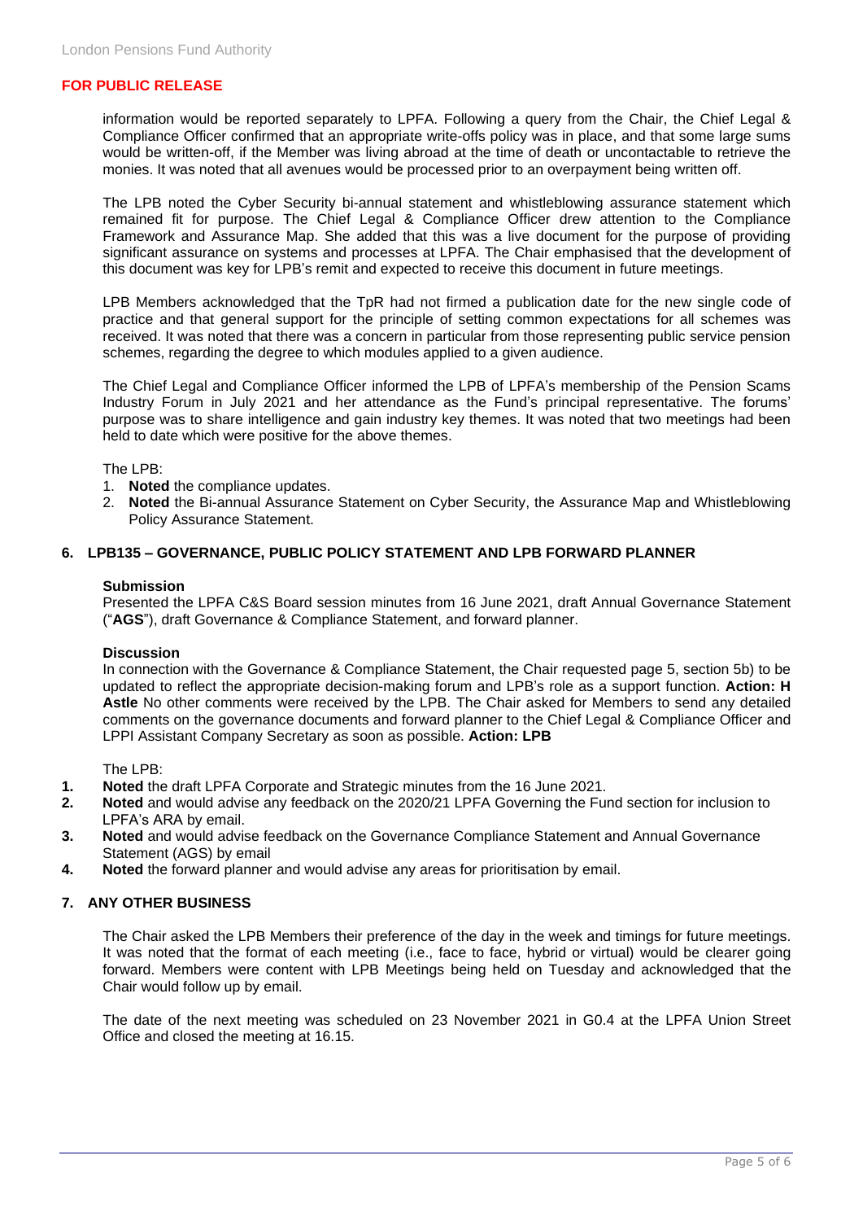**FOR PUBLIC RELEASE**

information would be reported separately to LPFA. Following a query from the Chair, the Chief Legal & Compliance Officer confirmed that an appropriate write-offs policy was in place, and that some large sums would be written-off, if the Member was living abroad at the time of death or uncontactable to retrieve the monies. It was noted that all avenues would be processed prior to an overpayment being written off.

The LPB noted the Cyber Security bi-annual statement and whistleblowing assurance statement which remained fit for purpose. The Chief Legal & Compliance Officer drew attention to the Compliance Framework and Assurance Map. She added that this was a live document for the purpose of providing significant assurance on systems and processes at LPFA. The Chair emphasised that the development of this document was key for LPB's remit and expected to receive this document in future meetings.

LPB Members acknowledged that the TpR had not firmed a publication date for the new single code of practice and that general support for the principle of setting common expectations for all schemes was received. It was noted that there was a concern in particular from those representing public service pension schemes, regarding the degree to which modules applied to a given audience.

The Chief Legal and Compliance Officer informed the LPB of LPFA's membership of the Pension Scams Industry Forum in July 2021 and her attendance as the Fund's principal representative. The forums' purpose was to share intelligence and gain industry key themes. It was noted that two meetings had been held to date which were positive for the above themes.

The LPB:

1. **Noted** the compliance updates.
2. **Noted** the Bi-annual Assurance Statement on Cyber Security, the Assurance Map and Whistleblowing Policy Assurance Statement.

## 6. LPB135 – GOVERNANCE, PUBLIC POLICY STATEMENT AND LPB FORWARD PLANNER

**Submission**

Presented the LPFA C&S Board session minutes from 16 June 2021, draft Annual Governance Statement ("**AGS**"), draft Governance & Compliance Statement, and forward planner.

**Discussion**

In connection with the Governance & Compliance Statement, the Chair requested page 5, section 5b) to be updated to reflect the appropriate decision-making forum and LPB's role as a support function. **Action: H Astle** No other comments were received by the LPB. The Chair asked for Members to send any detailed comments on the governance documents and forward planner to the Chief Legal & Compliance Officer and LPPI Assistant Company Secretary as soon as possible. **Action: LPB**

The LPB:

1. **Noted** the draft LPFA Corporate and Strategic minutes from the 16 June 2021.
2. **Noted** and would advise any feedback on the 2020/21 LPFA Governing the Fund section for inclusion to LPFA's ARA by email.
3. **Noted** and would advise feedback on the Governance Compliance Statement and Annual Governance Statement (AGS) by email
4. **Noted** the forward planner and would advise any areas for prioritisation by email.

## 7. ANY OTHER BUSINESS

The Chair asked the LPB Members their preference of the day in the week and timings for future meetings. It was noted that the format of each meeting (i.e., face to face, hybrid or virtual) would be clearer going forward. Members were content with LPB Meetings being held on Tuesday and acknowledged that the Chair would follow up by email.

The date of the next meeting was scheduled on 23 November 2021 in G0.4 at the LPFA Union Street Office and closed the meeting at 16.15.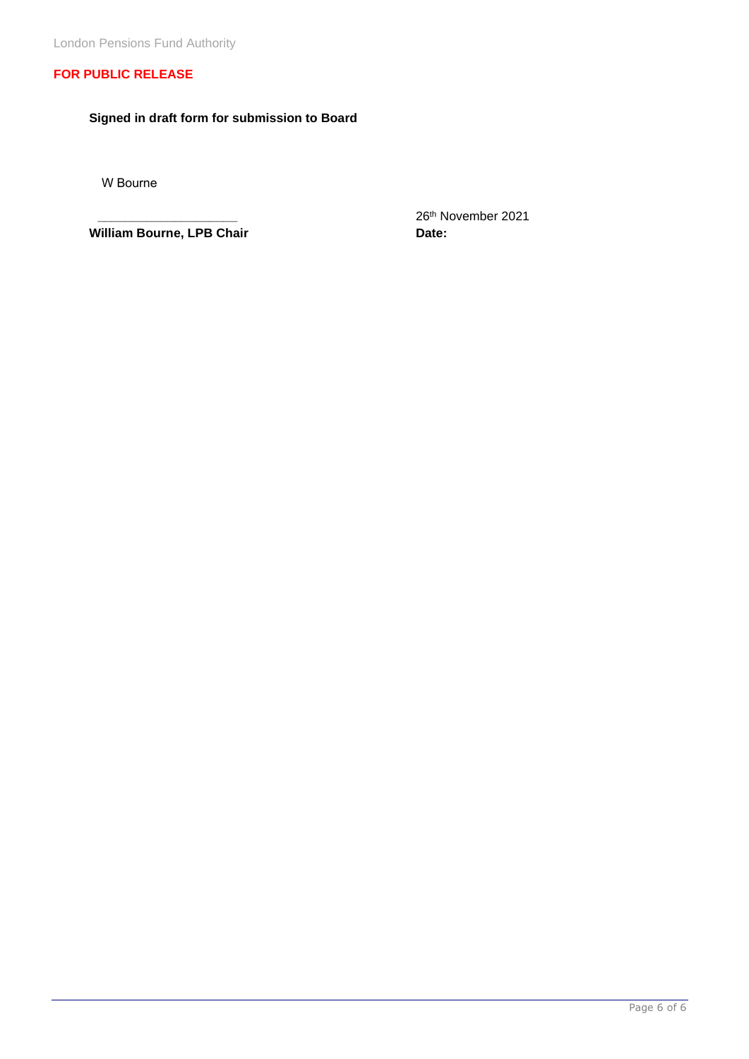**FOR PUBLIC RELEASE**

**Signed in draft form for submission to Board**

W Bourne

\_\_\_\_\_\_\_\_\_\_\_\_\_\_\_\_\_\_\_\_

**William Bourne, LPB Chair**

26th November 2021

**Date:**